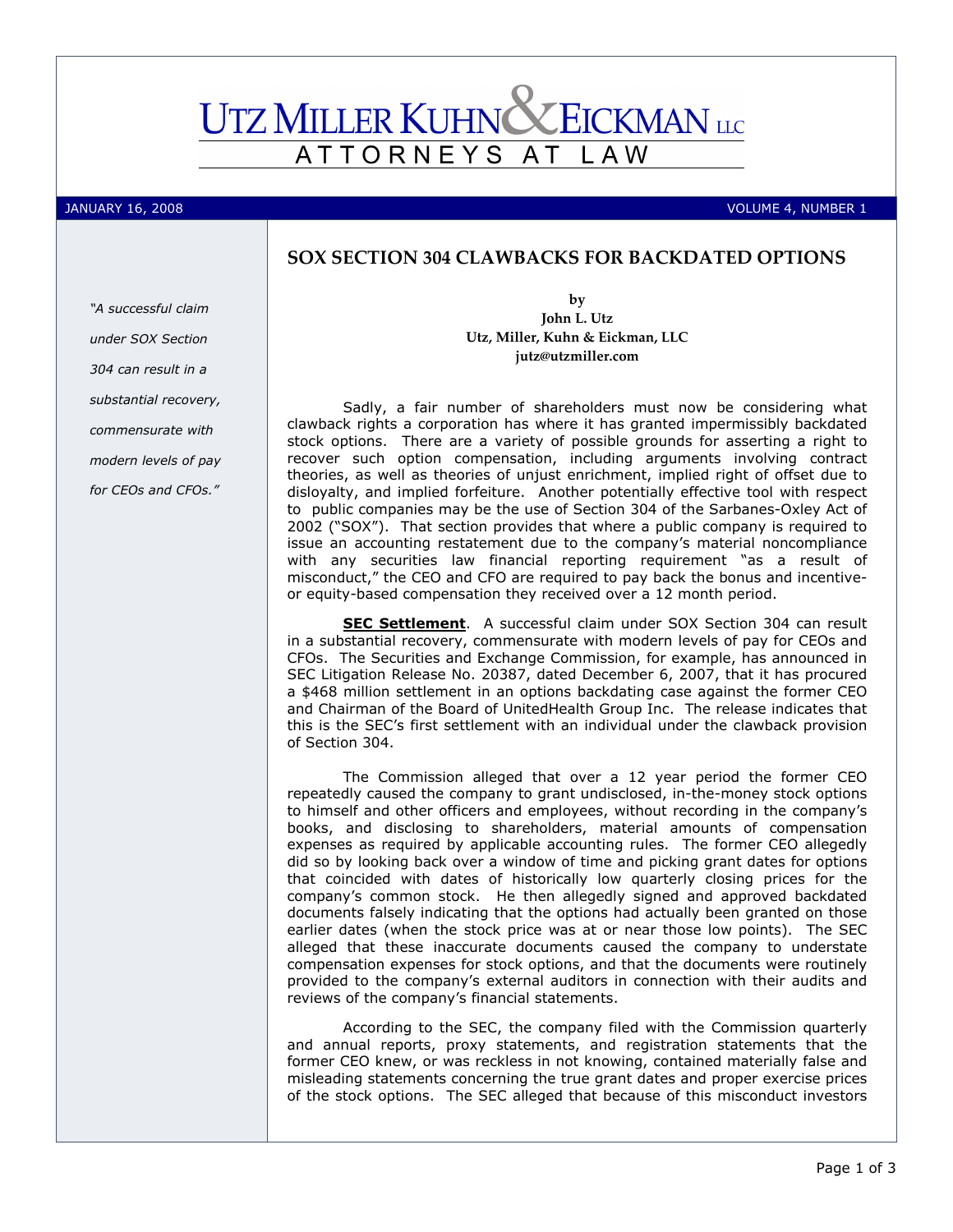# UTZ MILLER KUHN & EICKMAN LLC

ATTORNEYS AT LAW

JANUARY 16, 2008 VOLUME 4, NUMBER 1

## SOX SECTION 304 CLAWBACKS FOR BACKDATED OPTIONS

*"A successful claim under SOX Section 304 can result in a substantial recovery, commensurate with modern levels of pay for CEOs and CFOs."*

**by**
**John L. Utz**
**Utz, Miller, Kuhn & Eickman, LLC**
**jutz@utzmiller.com**

Sadly, a fair number of shareholders must now be considering what clawback rights a corporation has where it has granted impermissibly backdated stock options. There are a variety of possible grounds for asserting a right to recover such option compensation, including arguments involving contract theories, as well as theories of unjust enrichment, implied right of offset due to disloyalty, and implied forfeiture. Another potentially effective tool with respect to public companies may be the use of Section 304 of the Sarbanes-Oxley Act of 2002 ("SOX"). That section provides that where a public company is required to issue an accounting restatement due to the company's material noncompliance with any securities law financial reporting requirement "as a result of misconduct," the CEO and CFO are required to pay back the bonus and incentive- or equity-based compensation they received over a 12 month period.

**SEC Settlement**. A successful claim under SOX Section 304 can result in a substantial recovery, commensurate with modern levels of pay for CEOs and CFOs. The Securities and Exchange Commission, for example, has announced in SEC Litigation Release No. 20387, dated December 6, 2007, that it has procured a $468 million settlement in an options backdating case against the former CEO and Chairman of the Board of UnitedHealth Group Inc. The release indicates that this is the SEC's first settlement with an individual under the clawback provision of Section 304.

The Commission alleged that over a 12 year period the former CEO repeatedly caused the company to grant undisclosed, in-the-money stock options to himself and other officers and employees, without recording in the company's books, and disclosing to shareholders, material amounts of compensation expenses as required by applicable accounting rules. The former CEO allegedly did so by looking back over a window of time and picking grant dates for options that coincided with dates of historically low quarterly closing prices for the company's common stock. He then allegedly signed and approved backdated documents falsely indicating that the options had actually been granted on those earlier dates (when the stock price was at or near those low points). The SEC alleged that these inaccurate documents caused the company to understate compensation expenses for stock options, and that the documents were routinely provided to the company's external auditors in connection with their audits and reviews of the company's financial statements.

According to the SEC, the company filed with the Commission quarterly and annual reports, proxy statements, and registration statements that the former CEO knew, or was reckless in not knowing, contained materially false and misleading statements concerning the true grant dates and proper exercise prices of the stock options. The SEC alleged that because of this misconduct investors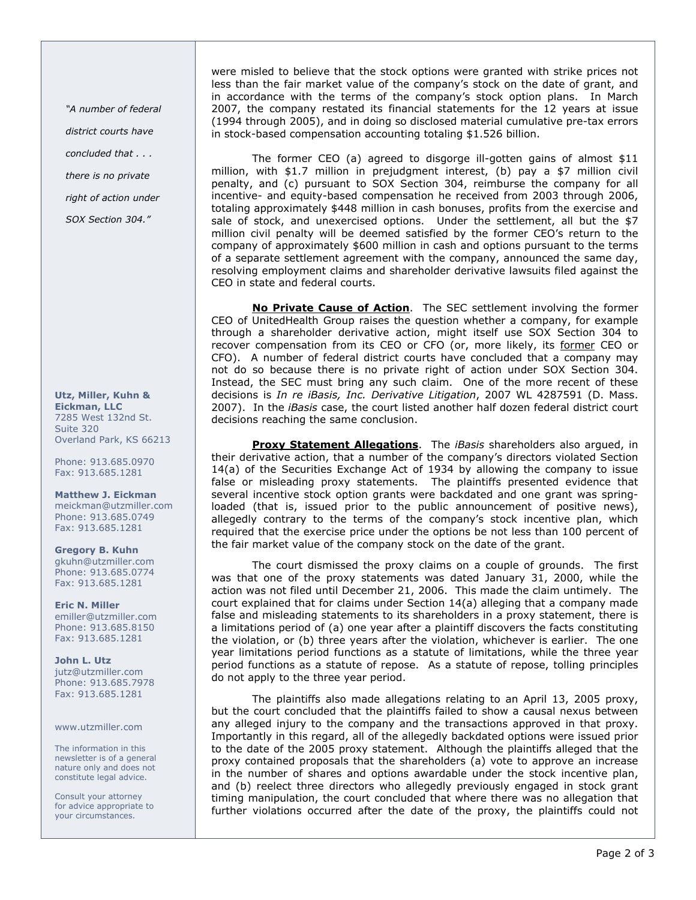were misled to believe that the stock options were granted with strike prices not less than the fair market value of the company's stock on the date of grant, and in accordance with the terms of the company's stock option plans. In March 2007, the company restated its financial statements for the 12 years at issue (1994 through 2005), and in doing so disclosed material cumulative pre-tax errors in stock-based compensation accounting totaling $1.526 billion.

The former CEO (a) agreed to disgorge ill-gotten gains of almost $11 million, with $1.7 million in prejudgment interest, (b) pay a $7 million civil penalty, and (c) pursuant to SOX Section 304, reimburse the company for all incentive- and equity-based compensation he received from 2003 through 2006, totaling approximately $448 million in cash bonuses, profits from the exercise and sale of stock, and unexercised options. Under the settlement, all but the $7 million civil penalty will be deemed satisfied by the former CEO's return to the company of approximately $600 million in cash and options pursuant to the terms of a separate settlement agreement with the company, announced the same day, resolving employment claims and shareholder derivative lawsuits filed against the CEO in state and federal courts.

*"A number of federal district courts have concluded that . . . there is no private right of action under SOX Section 304."*

**No Private Cause of Action**. The SEC settlement involving the former CEO of UnitedHealth Group raises the question whether a company, for example through a shareholder derivative action, might itself use SOX Section 304 to recover compensation from its CEO or CFO (or, more likely, its former CEO or CFO). A number of federal district courts have concluded that a company may not do so because there is no private right of action under SOX Section 304. Instead, the SEC must bring any such claim. One of the more recent of these decisions is *In re iBasis, Inc. Derivative Litigation*, 2007 WL 4287591 (D. Mass. 2007). In the *iBasis* case, the court listed another half dozen federal district court decisions reaching the same conclusion.

**Proxy Statement Allegations**. The *iBasis* shareholders also argued, in their derivative action, that a number of the company's directors violated Section 14(a) of the Securities Exchange Act of 1934 by allowing the company to issue false or misleading proxy statements. The plaintiffs presented evidence that several incentive stock option grants were backdated and one grant was spring-loaded (that is, issued prior to the public announcement of positive news), allegedly contrary to the terms of the company's stock incentive plan, which required that the exercise price under the options be not less than 100 percent of the fair market value of the company stock on the date of the grant.

The court dismissed the proxy claims on a couple of grounds. The first was that one of the proxy statements was dated January 31, 2000, while the action was not filed until December 21, 2006. This made the claim untimely. The court explained that for claims under Section 14(a) alleging that a company made false and misleading statements to its shareholders in a proxy statement, there is a limitations period of (a) one year after a plaintiff discovers the facts constituting the violation, or (b) three years after the violation, whichever is earlier. The one year limitations period functions as a statute of limitations, while the three year period functions as a statute of repose. As a statute of repose, tolling principles do not apply to the three year period.

The plaintiffs also made allegations relating to an April 13, 2005 proxy, but the court concluded that the plaintiffs failed to show a causal nexus between any alleged injury to the company and the transactions approved in that proxy. Importantly in this regard, all of the allegedly backdated options were issued prior to the date of the 2005 proxy statement. Although the plaintiffs alleged that the proxy contained proposals that the shareholders (a) vote to approve an increase in the number of shares and options awardable under the stock incentive plan, and (b) reelect three directors who allegedly previously engaged in stock grant timing manipulation, the court concluded that where there was no allegation that further violations occurred after the date of the proxy, the plaintiffs could not

**Utz, Miller, Kuhn & Eickman, LLC**
7285 West 132nd St.
Suite 320
Overland Park, KS 66213

Phone: 913.685.0970
Fax: 913.685.1281

**Matthew J. Eickman**
meickman@utzmiller.com
Phone: 913.685.0749
Fax: 913.685.1281

**Gregory B. Kuhn**
gkuhn@utzmiller.com
Phone: 913.685.0774
Fax: 913.685.1281

**Eric N. Miller**
emiller@utzmiller.com
Phone: 913.685.8150
Fax: 913.685.1281

**John L. Utz**
jutz@utzmiller.com
Phone: 913.685.7978
Fax: 913.685.1281

www.utzmiller.com

The information in this newsletter is of a general nature only and does not constitute legal advice.

Consult your attorney for advice appropriate to your circumstances.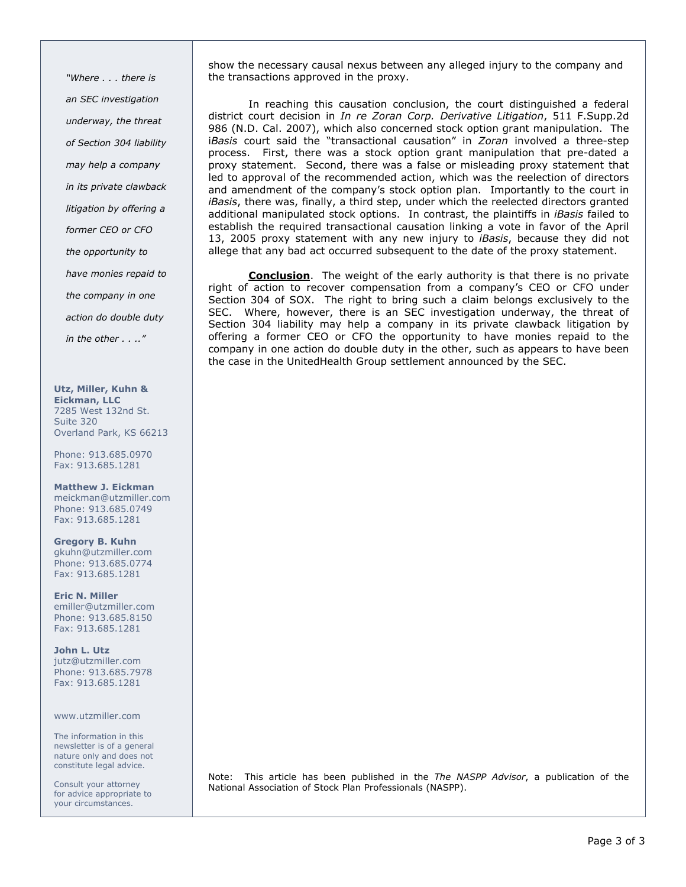show the necessary causal nexus between any alleged injury to the company and the transactions approved in the proxy.

In reaching this causation conclusion, the court distinguished a federal district court decision in *In re Zoran Corp. Derivative Litigation*, 511 F.Supp.2d 986 (N.D. Cal. 2007), which also concerned stock option grant manipulation. The i*Basis* court said the "transactional causation" in *Zoran* involved a three-step process. First, there was a stock option grant manipulation that pre-dated a proxy statement. Second, there was a false or misleading proxy statement that led to approval of the recommended action, which was the reelection of directors and amendment of the company's stock option plan. Importantly to the court in *iBasis*, there was, finally, a third step, under which the reelected directors granted additional manipulated stock options. In contrast, the plaintiffs in *iBasis* failed to establish the required transactional causation linking a vote in favor of the April 13, 2005 proxy statement with any new injury to *iBasis*, because they did not allege that any bad act occurred subsequent to the date of the proxy statement.

**Conclusion**. The weight of the early authority is that there is no private right of action to recover compensation from a company's CEO or CFO under Section 304 of SOX. The right to bring such a claim belongs exclusively to the SEC. Where, however, there is an SEC investigation underway, the threat of Section 304 liability may help a company in its private clawback litigation by offering a former CEO or CFO the opportunity to have monies repaid to the company in one action do double duty in the other, such as appears to have been the case in the UnitedHealth Group settlement announced by the SEC.

*"Where . . . there is an SEC investigation underway, the threat of Section 304 liability may help a company in its private clawback litigation by offering a former CEO or CFO the opportunity to have monies repaid to the company in one action do double duty in the other . . .."*

Note: This article has been published in the *The NASPP Advisor*, a publication of the National Association of Stock Plan Professionals (NASPP).

**Utz, Miller, Kuhn & Eickman, LLC**
7285 West 132nd St.
Suite 320
Overland Park, KS 66213

Phone: 913.685.0970
Fax: 913.685.1281

**Matthew J. Eickman**
meickman@utzmiller.com
Phone: 913.685.0749
Fax: 913.685.1281

**Gregory B. Kuhn**
gkuhn@utzmiller.com
Phone: 913.685.0774
Fax: 913.685.1281

**Eric N. Miller**
emiller@utzmiller.com
Phone: 913.685.8150
Fax: 913.685.1281

**John L. Utz**
jutz@utzmiller.com
Phone: 913.685.7978
Fax: 913.685.1281

www.utzmiller.com

The information in this newsletter is of a general nature only and does not constitute legal advice.

Consult your attorney for advice appropriate to your circumstances.